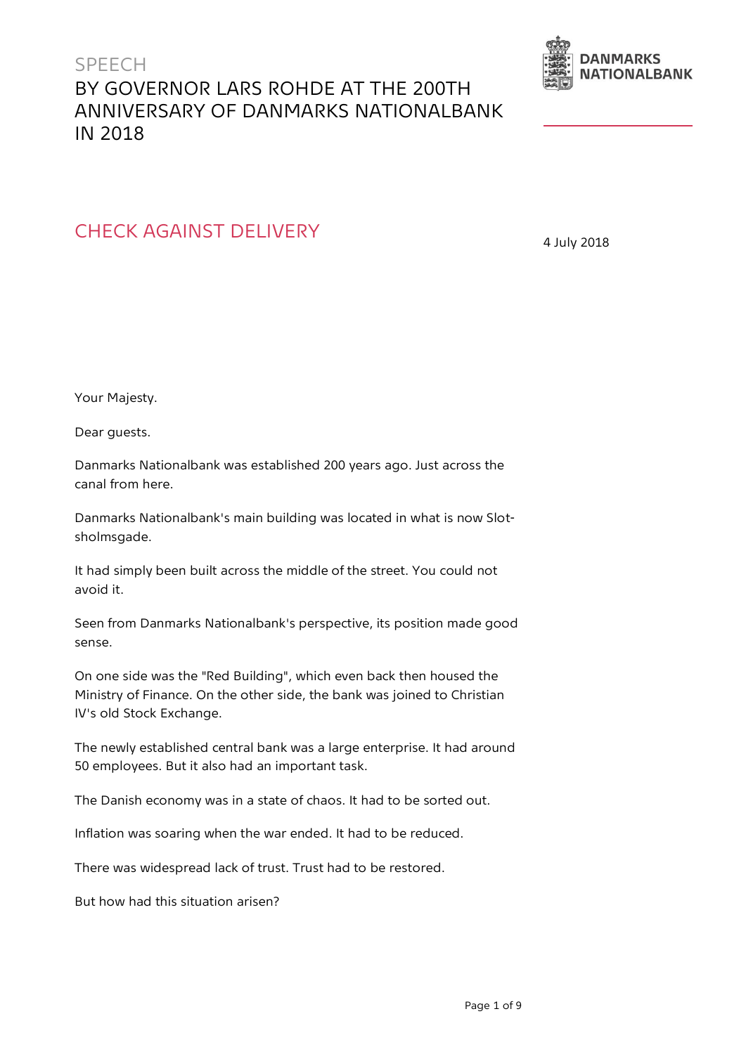SPEECH

# BY GOVERNOR LARS ROHDE AT THE 200TH ANNIVERSARY OF DANMARKS NATIONALBANK IN 2018

DANMARKS NATIONALBANK

## CHECK AGAINST DELIVERY

4 July 2018

Your Majesty.

Dear guests.

Danmarks Nationalbank was established 200 years ago. Just across the canal from here.

Danmarks Nationalbank's main building was located in what is now Slotsholmsgade.

It had simply been built across the middle of the street. You could not avoid it.

Seen from Danmarks Nationalbank's perspective, its position made good sense.

On one side was the "Red Building", which even back then housed the Ministry of Finance. On the other side, the bank was joined to Christian IV's old Stock Exchange.

The newly established central bank was a large enterprise. It had around 50 employees. But it also had an important task.

The Danish economy was in a state of chaos. It had to be sorted out.

Inflation was soaring when the war ended. It had to be reduced.

There was widespread lack of trust. Trust had to be restored.

But how had this situation arisen?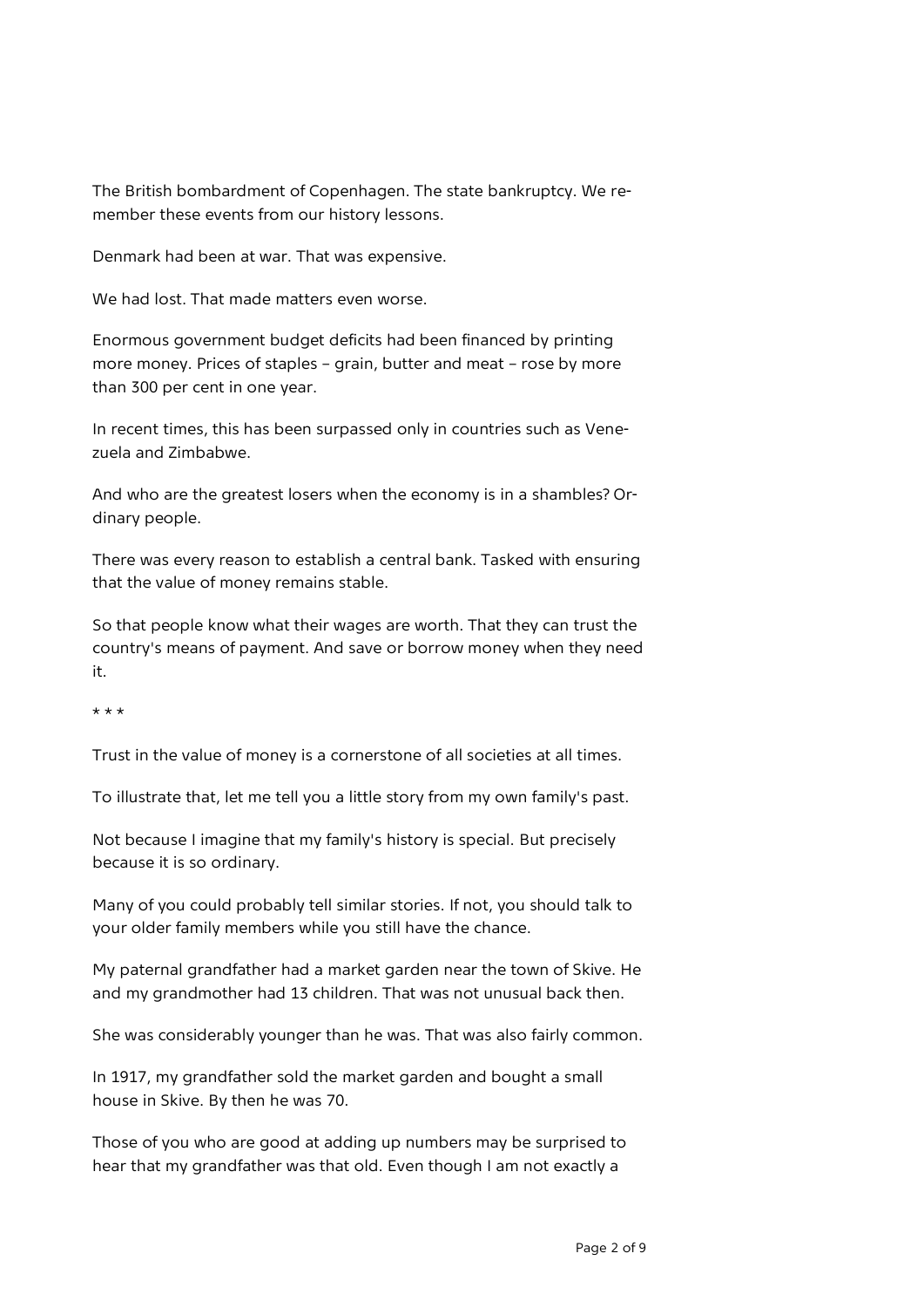The British bombardment of Copenhagen. The state bankruptcy. We remember these events from our history lessons.

Denmark had been at war. That was expensive.

We had lost. That made matters even worse.

Enormous government budget deficits had been financed by printing more money. Prices of staples – grain, butter and meat – rose by more than 300 per cent in one year.

In recent times, this has been surpassed only in countries such as Venezuela and Zimbabwe.

And who are the greatest losers when the economy is in a shambles? Ordinary people.

There was every reason to establish a central bank. Tasked with ensuring that the value of money remains stable.

So that people know what their wages are worth. That they can trust the country's means of payment. And save or borrow money when they need it.

\* \* \*

Trust in the value of money is a cornerstone of all societies at all times.

To illustrate that, let me tell you a little story from my own family's past.

Not because I imagine that my family's history is special. But precisely because it is so ordinary.

Many of you could probably tell similar stories. If not, you should talk to your older family members while you still have the chance.

My paternal grandfather had a market garden near the town of Skive. He and my grandmother had 13 children. That was not unusual back then.

She was considerably younger than he was. That was also fairly common.

In 1917, my grandfather sold the market garden and bought a small house in Skive. By then he was 70.

Those of you who are good at adding up numbers may be surprised to hear that my grandfather was that old. Even though I am not exactly a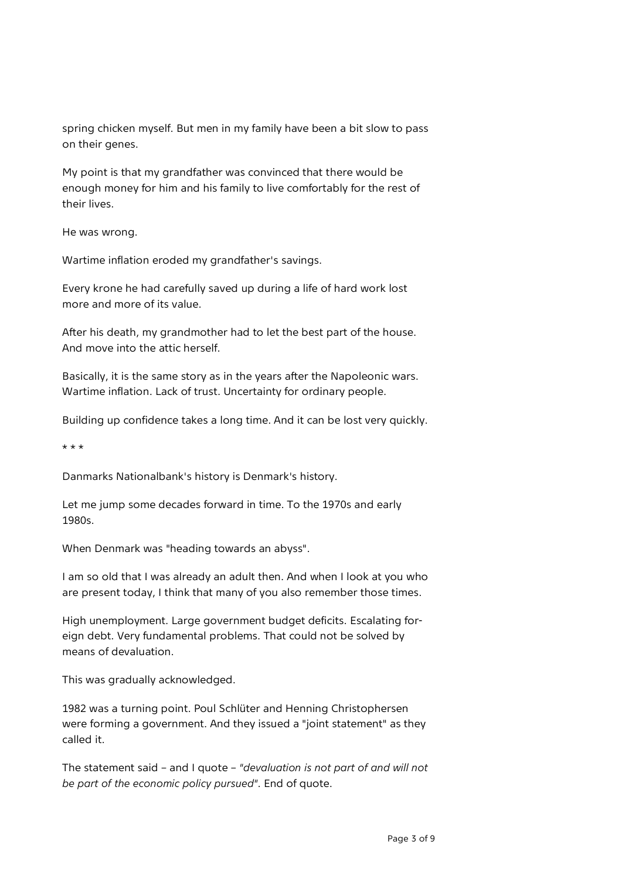spring chicken myself. But men in my family have been a bit slow to pass on their genes.

My point is that my grandfather was convinced that there would be enough money for him and his family to live comfortably for the rest of their lives.

He was wrong.

Wartime inflation eroded my grandfather's savings.

Every krone he had carefully saved up during a life of hard work lost more and more of its value.

After his death, my grandmother had to let the best part of the house. And move into the attic herself.

Basically, it is the same story as in the years after the Napoleonic wars. Wartime inflation. Lack of trust. Uncertainty for ordinary people.

Building up confidence takes a long time. And it can be lost very quickly.

\* \* \*

Danmarks Nationalbank's history is Denmark's history.

Let me jump some decades forward in time. To the 1970s and early 1980s.

When Denmark was "heading towards an abyss".

I am so old that I was already an adult then. And when I look at you who are present today, I think that many of you also remember those times.

High unemployment. Large government budget deficits. Escalating foreign debt. Very fundamental problems. That could not be solved by means of devaluation.

This was gradually acknowledged.

1982 was a turning point. Poul Schlüter and Henning Christophersen were forming a government. And they issued a "joint statement" as they called it.

The statement said – and I quote – *"devaluation is not part of and will not be part of the economic policy pursued"*. End of quote.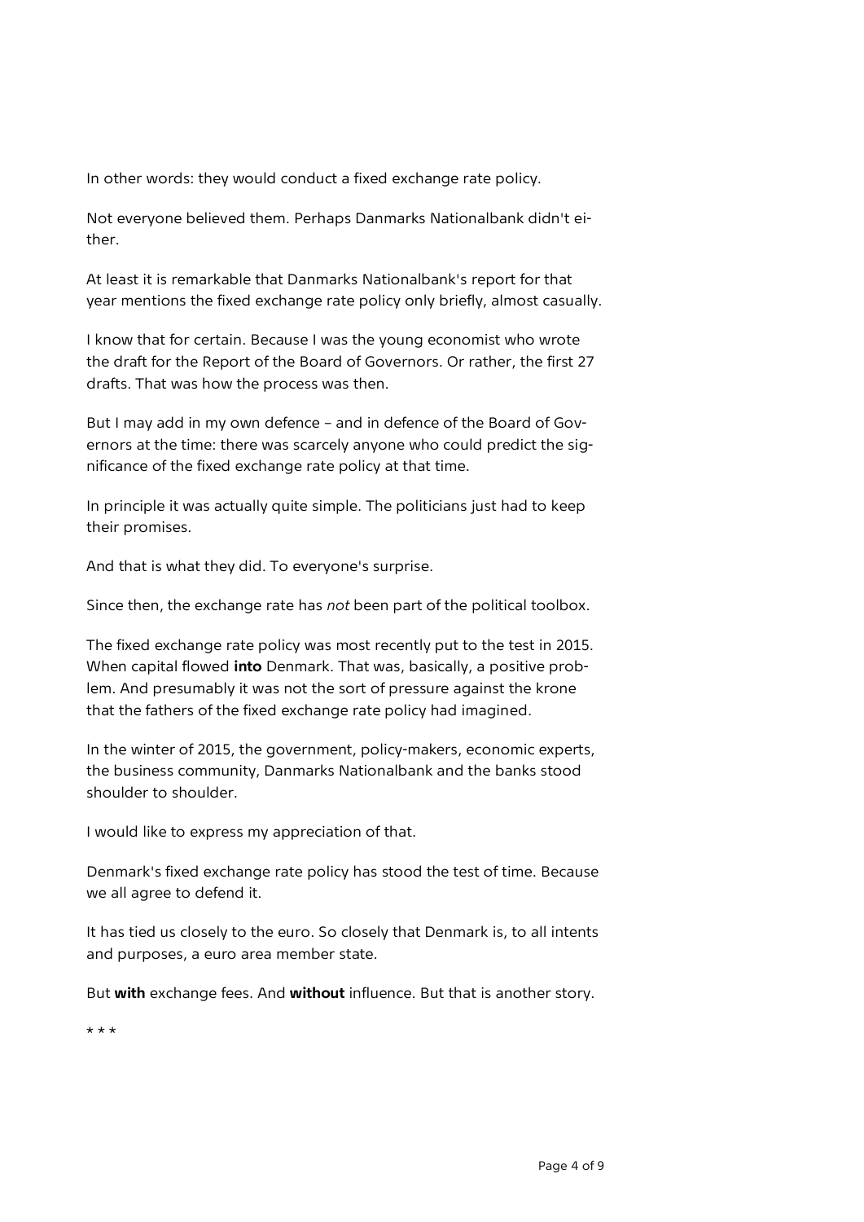In other words: they would conduct a fixed exchange rate policy.

Not everyone believed them. Perhaps Danmarks Nationalbank didn't either.

At least it is remarkable that Danmarks Nationalbank's report for that year mentions the fixed exchange rate policy only briefly, almost casually.

I know that for certain. Because I was the young economist who wrote the draft for the Report of the Board of Governors. Or rather, the first 27 drafts. That was how the process was then.

But I may add in my own defence – and in defence of the Board of Governors at the time: there was scarcely anyone who could predict the significance of the fixed exchange rate policy at that time.

In principle it was actually quite simple. The politicians just had to keep their promises.

And that is what they did. To everyone's surprise.

Since then, the exchange rate has *not* been part of the political toolbox.

The fixed exchange rate policy was most recently put to the test in 2015. When capital flowed **into** Denmark. That was, basically, a positive problem. And presumably it was not the sort of pressure against the krone that the fathers of the fixed exchange rate policy had imagined.

In the winter of 2015, the government, policy-makers, economic experts, the business community, Danmarks Nationalbank and the banks stood shoulder to shoulder.

I would like to express my appreciation of that.

Denmark's fixed exchange rate policy has stood the test of time. Because we all agree to defend it.

It has tied us closely to the euro. So closely that Denmark is, to all intents and purposes, a euro area member state.

But **with** exchange fees. And **without** influence. But that is another story.

* * *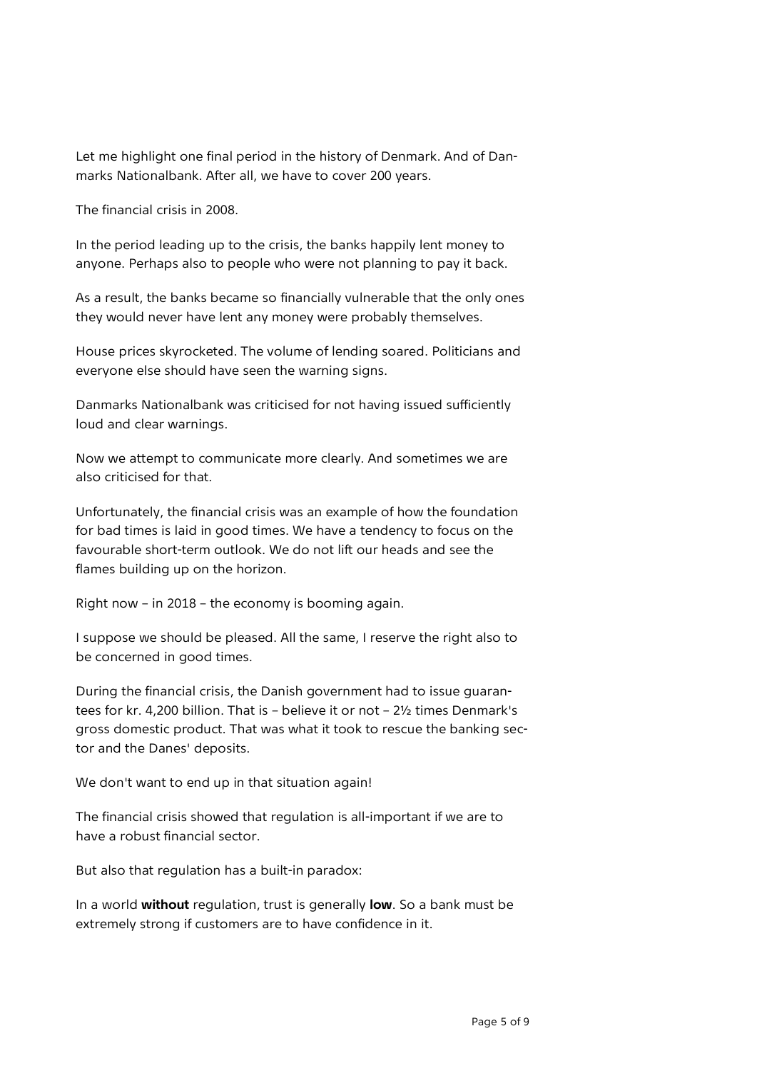Let me highlight one final period in the history of Denmark. And of Danmarks Nationalbank. After all, we have to cover 200 years.

The financial crisis in 2008.

In the period leading up to the crisis, the banks happily lent money to anyone. Perhaps also to people who were not planning to pay it back.

As a result, the banks became so financially vulnerable that the only ones they would never have lent any money were probably themselves.

House prices skyrocketed. The volume of lending soared. Politicians and everyone else should have seen the warning signs.

Danmarks Nationalbank was criticised for not having issued sufficiently loud and clear warnings.

Now we attempt to communicate more clearly. And sometimes we are also criticised for that.

Unfortunately, the financial crisis was an example of how the foundation for bad times is laid in good times. We have a tendency to focus on the favourable short-term outlook. We do not lift our heads and see the flames building up on the horizon.

Right now – in 2018 – the economy is booming again.

I suppose we should be pleased. All the same, I reserve the right also to be concerned in good times.

During the financial crisis, the Danish government had to issue guarantees for kr. 4,200 billion. That is – believe it or not – 2½ times Denmark's gross domestic product. That was what it took to rescue the banking sector and the Danes' deposits.

We don't want to end up in that situation again!

The financial crisis showed that regulation is all-important if we are to have a robust financial sector.

But also that regulation has a built-in paradox:

In a world **without** regulation, trust is generally **low**. So a bank must be extremely strong if customers are to have confidence in it.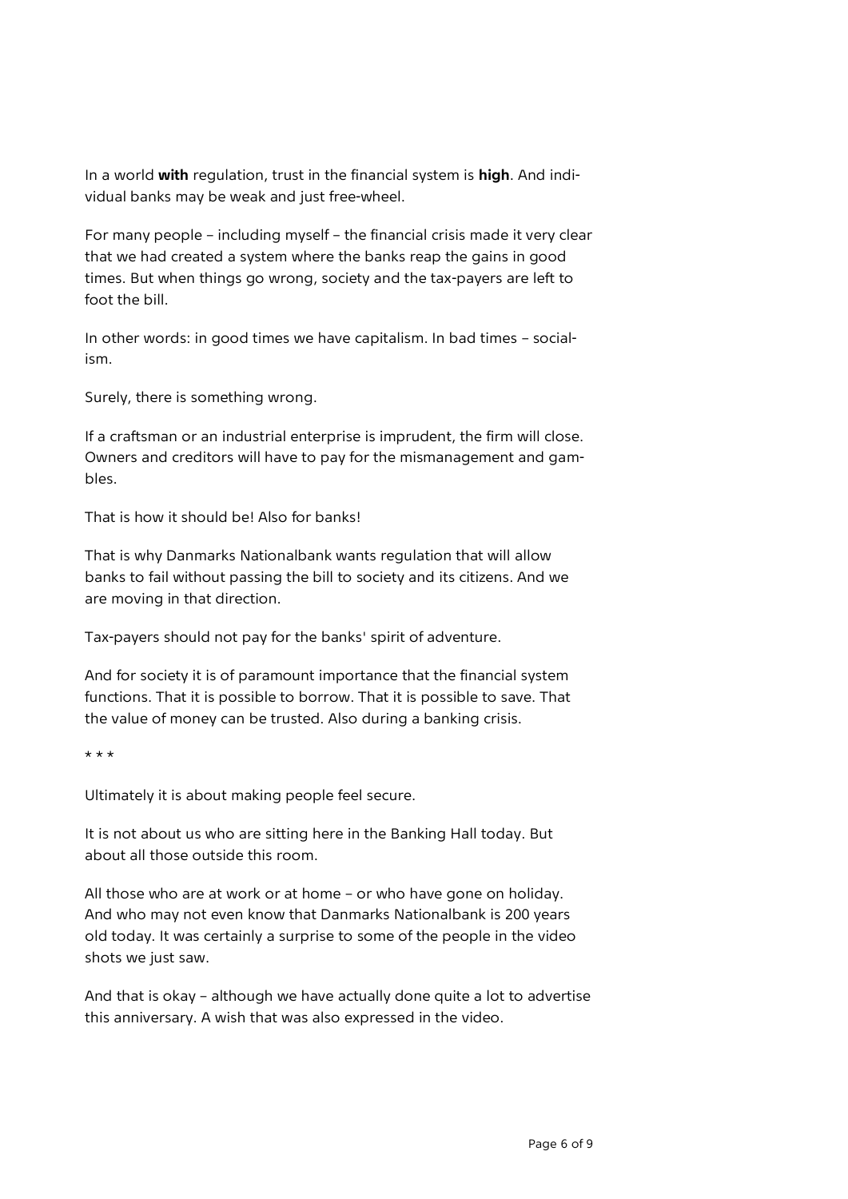In a world **with** regulation, trust in the financial system is **high**. And individual banks may be weak and just free-wheel.

For many people – including myself – the financial crisis made it very clear that we had created a system where the banks reap the gains in good times. But when things go wrong, society and the tax-payers are left to foot the bill.

In other words: in good times we have capitalism. In bad times – socialism.

Surely, there is something wrong.

If a craftsman or an industrial enterprise is imprudent, the firm will close. Owners and creditors will have to pay for the mismanagement and gambles.

That is how it should be! Also for banks!

That is why Danmarks Nationalbank wants regulation that will allow banks to fail without passing the bill to society and its citizens. And we are moving in that direction.

Tax-payers should not pay for the banks' spirit of adventure.

And for society it is of paramount importance that the financial system functions. That it is possible to borrow. That it is possible to save. That the value of money can be trusted. Also during a banking crisis.

\* \* \*

Ultimately it is about making people feel secure.

It is not about us who are sitting here in the Banking Hall today. But about all those outside this room.

All those who are at work or at home – or who have gone on holiday. And who may not even know that Danmarks Nationalbank is 200 years old today. It was certainly a surprise to some of the people in the video shots we just saw.

And that is okay – although we have actually done quite a lot to advertise this anniversary. A wish that was also expressed in the video.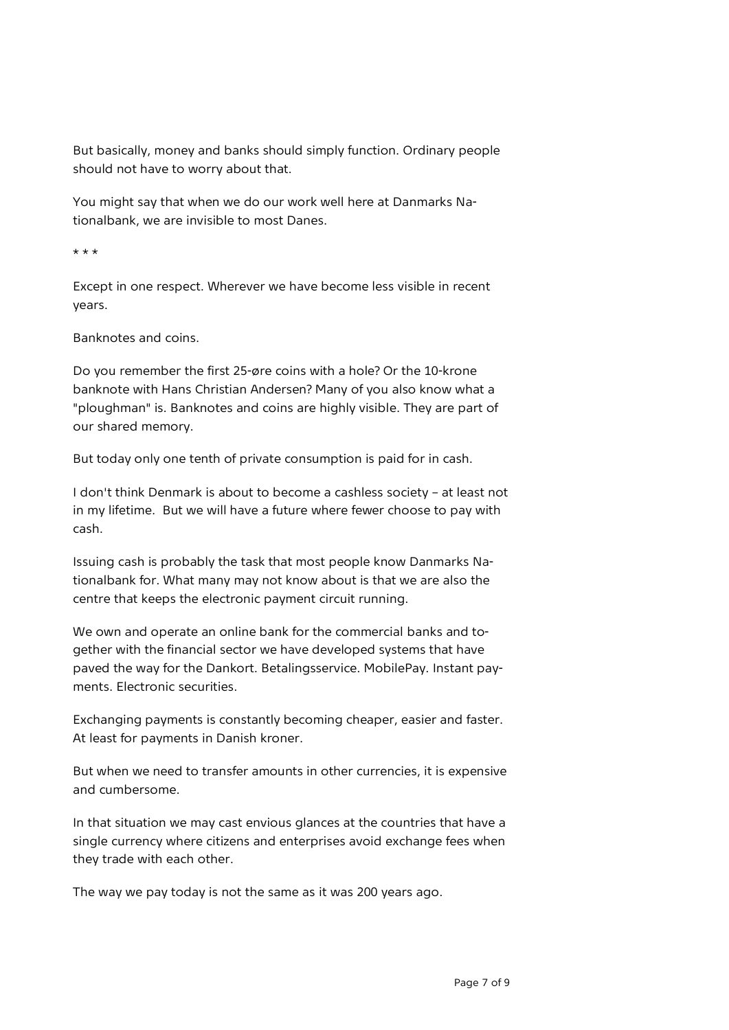But basically, money and banks should simply function. Ordinary people should not have to worry about that.

You might say that when we do our work well here at Danmarks Nationalbank, we are invisible to most Danes.

* * *

Except in one respect. Wherever we have become less visible in recent years.

Banknotes and coins.

Do you remember the first 25-øre coins with a hole? Or the 10-krone banknote with Hans Christian Andersen? Many of you also know what a "ploughman" is. Banknotes and coins are highly visible. They are part of our shared memory.

But today only one tenth of private consumption is paid for in cash.

I don't think Denmark is about to become a cashless society – at least not in my lifetime. But we will have a future where fewer choose to pay with cash.

Issuing cash is probably the task that most people know Danmarks Nationalbank for. What many may not know about is that we are also the centre that keeps the electronic payment circuit running.

We own and operate an online bank for the commercial banks and together with the financial sector we have developed systems that have paved the way for the Dankort. Betalingsservice. MobilePay. Instant payments. Electronic securities.

Exchanging payments is constantly becoming cheaper, easier and faster. At least for payments in Danish kroner.

But when we need to transfer amounts in other currencies, it is expensive and cumbersome.

In that situation we may cast envious glances at the countries that have a single currency where citizens and enterprises avoid exchange fees when they trade with each other.

The way we pay today is not the same as it was 200 years ago.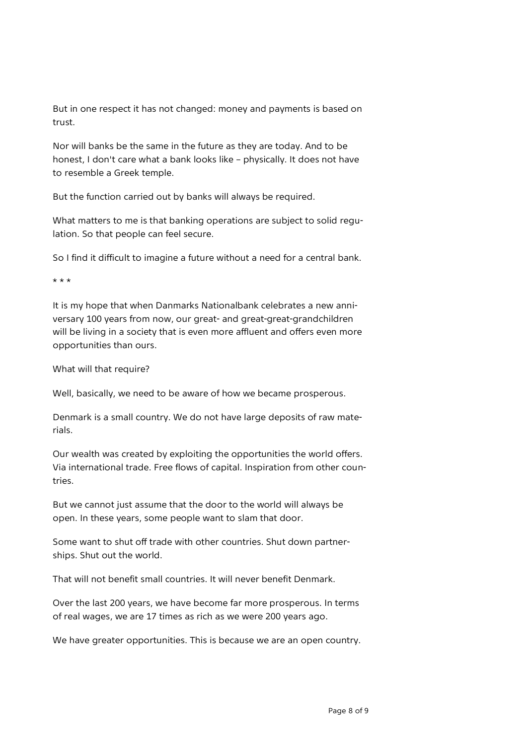But in one respect it has not changed: money and payments is based on trust.

Nor will banks be the same in the future as they are today. And to be honest, I don't care what a bank looks like – physically. It does not have to resemble a Greek temple.

But the function carried out by banks will always be required.

What matters to me is that banking operations are subject to solid regulation. So that people can feel secure.

So I find it difficult to imagine a future without a need for a central bank.

* * *

It is my hope that when Danmarks Nationalbank celebrates a new anniversary 100 years from now, our great- and great-great-grandchildren will be living in a society that is even more affluent and offers even more opportunities than ours.

What will that require?

Well, basically, we need to be aware of how we became prosperous.

Denmark is a small country. We do not have large deposits of raw materials.

Our wealth was created by exploiting the opportunities the world offers. Via international trade. Free flows of capital. Inspiration from other countries.

But we cannot just assume that the door to the world will always be open. In these years, some people want to slam that door.

Some want to shut off trade with other countries. Shut down partnerships. Shut out the world.

That will not benefit small countries. It will never benefit Denmark.

Over the last 200 years, we have become far more prosperous. In terms of real wages, we are 17 times as rich as we were 200 years ago.

We have greater opportunities. This is because we are an open country.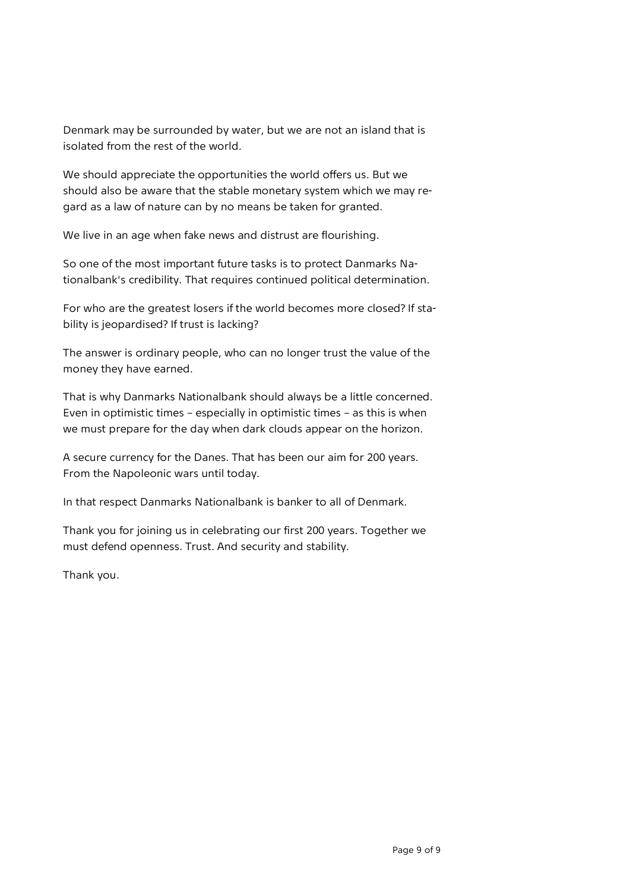Denmark may be surrounded by water, but we are not an island that is isolated from the rest of the world.

We should appreciate the opportunities the world offers us. But we should also be aware that the stable monetary system which we may regard as a law of nature can by no means be taken for granted.

We live in an age when fake news and distrust are flourishing.

So one of the most important future tasks is to protect Danmarks Nationalbank's credibility. That requires continued political determination.

For who are the greatest losers if the world becomes more closed? If stability is jeopardised? If trust is lacking?

The answer is ordinary people, who can no longer trust the value of the money they have earned.

That is why Danmarks Nationalbank should always be a little concerned. Even in optimistic times – especially in optimistic times – as this is when we must prepare for the day when dark clouds appear on the horizon.

A secure currency for the Danes. That has been our aim for 200 years. From the Napoleonic wars until today.

In that respect Danmarks Nationalbank is banker to all of Denmark.

Thank you for joining us in celebrating our first 200 years. Together we must defend openness. Trust. And security and stability.

Thank you.